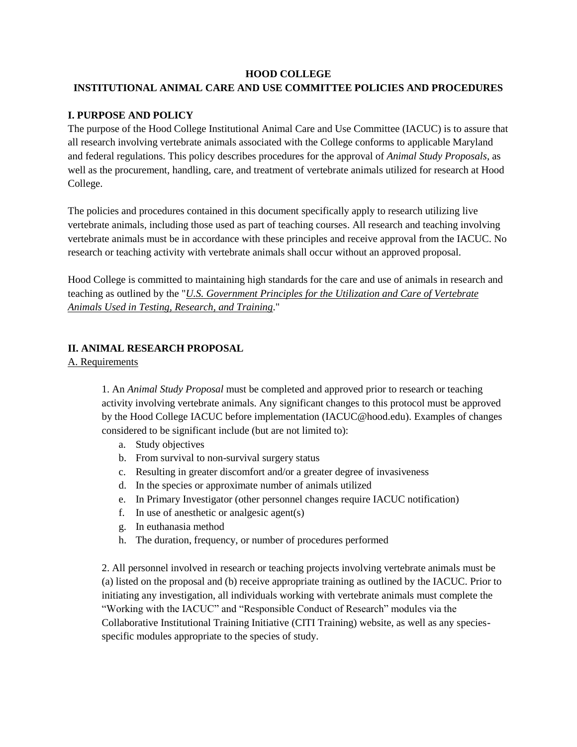# HOOD COLLEGE
# INSTITUTIONAL ANIMAL CARE AND USE COMMITTEE POLICIES AND PROCEDURES

## I. PURPOSE AND POLICY

The purpose of the Hood College Institutional Animal Care and Use Committee (IACUC) is to assure that all research involving vertebrate animals associated with the College conforms to applicable Maryland and federal regulations. This policy describes procedures for the approval of *Animal Study Proposals*, as well as the procurement, handling, care, and treatment of vertebrate animals utilized for research at Hood College.

The policies and procedures contained in this document specifically apply to research utilizing live vertebrate animals, including those used as part of teaching courses. All research and teaching involving vertebrate animals must be in accordance with these principles and receive approval from the IACUC. No research or teaching activity with vertebrate animals shall occur without an approved proposal.

Hood College is committed to maintaining high standards for the care and use of animals in research and teaching as outlined by the "*U.S. Government Principles for the Utilization and Care of Vertebrate Animals Used in Testing, Research, and Training*."

## II. ANIMAL RESEARCH PROPOSAL

A. Requirements

1. An *Animal Study Proposal* must be completed and approved prior to research or teaching activity involving vertebrate animals. Any significant changes to this protocol must be approved by the Hood College IACUC before implementation (IACUC@hood.edu). Examples of changes considered to be significant include (but are not limited to):
    a. Study objectives
    b. From survival to non-survival surgery status
    c. Resulting in greater discomfort and/or a greater degree of invasiveness
    d. In the species or approximate number of animals utilized
    e. In Primary Investigator (other personnel changes require IACUC notification)
    f. In use of anesthetic or analgesic agent(s)
    g. In euthanasia method
    h. The duration, frequency, or number of procedures performed

2. All personnel involved in research or teaching projects involving vertebrate animals must be (a) listed on the proposal and (b) receive appropriate training as outlined by the IACUC. Prior to initiating any investigation, all individuals working with vertebrate animals must complete the "Working with the IACUC" and "Responsible Conduct of Research" modules via the Collaborative Institutional Training Initiative (CITI Training) website, as well as any species-specific modules appropriate to the species of study.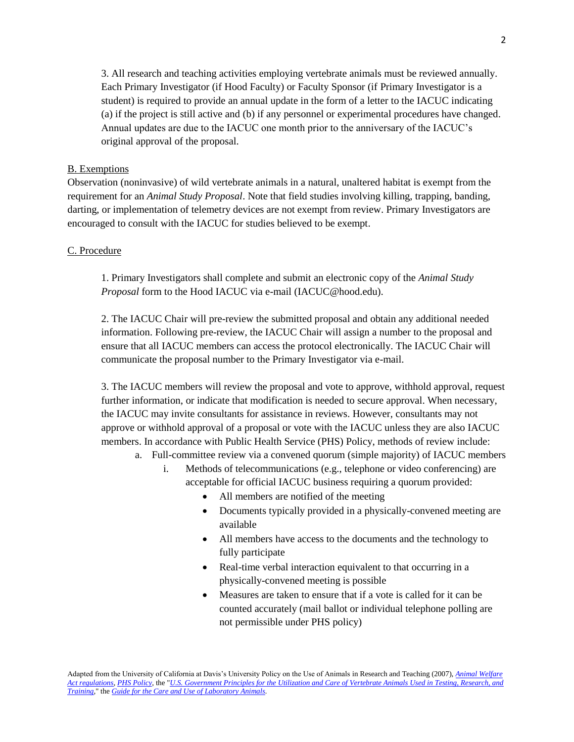3. All research and teaching activities employing vertebrate animals must be reviewed annually. Each Primary Investigator (if Hood Faculty) or Faculty Sponsor (if Primary Investigator is a student) is required to provide an annual update in the form of a letter to the IACUC indicating (a) if the project is still active and (b) if any personnel or experimental procedures have changed. Annual updates are due to the IACUC one month prior to the anniversary of the IACUC's original approval of the proposal.

## B. Exemptions

Observation (noninvasive) of wild vertebrate animals in a natural, unaltered habitat is exempt from the requirement for an *Animal Study Proposal*. Note that field studies involving killing, trapping, banding, darting, or implementation of telemetry devices are not exempt from review. Primary Investigators are encouraged to consult with the IACUC for studies believed to be exempt.

## C. Procedure

1. Primary Investigators shall complete and submit an electronic copy of the *Animal Study Proposal* form to the Hood IACUC via e-mail (IACUC@hood.edu).

2. The IACUC Chair will pre-review the submitted proposal and obtain any additional needed information. Following pre-review, the IACUC Chair will assign a number to the proposal and ensure that all IACUC members can access the protocol electronically. The IACUC Chair will communicate the proposal number to the Primary Investigator via e-mail.

3. The IACUC members will review the proposal and vote to approve, withhold approval, request further information, or indicate that modification is needed to secure approval. When necessary, the IACUC may invite consultants for assistance in reviews. However, consultants may not approve or withhold approval of a proposal or vote with the IACUC unless they are also IACUC members. In accordance with Public Health Service (PHS) Policy, methods of review include:

   a. Full-committee review via a convened quorum (simple majority) of IACUC members

      i. Methods of telecommunications (e.g., telephone or video conferencing) are acceptable for official IACUC business requiring a quorum provided:

         - All members are notified of the meeting
         - Documents typically provided in a physically-convened meeting are available
         - All members have access to the documents and the technology to fully participate
         - Real-time verbal interaction equivalent to that occurring in a physically-convened meeting is possible
         - Measures are taken to ensure that if a vote is called for it can be counted accurately (mail ballot or individual telephone polling are not permissible under PHS policy)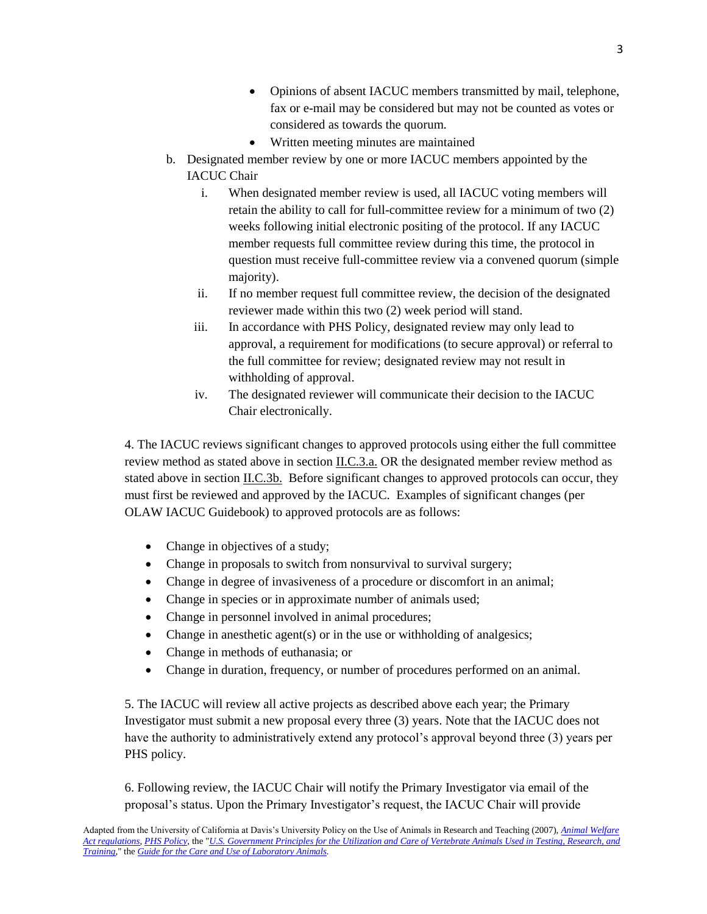- Opinions of absent IACUC members transmitted by mail, telephone, fax or e-mail may be considered but may not be counted as votes or considered as towards the quorum.
- Written meeting minutes are maintained

b. Designated member review by one or more IACUC members appointed by the IACUC Chair

   i. When designated member review is used, all IACUC voting members will retain the ability to call for full-committee review for a minimum of two (2) weeks following initial electronic positing of the protocol. If any IACUC member requests full committee review during this time, the protocol in question must receive full-committee review via a convened quorum (simple majority).

   ii. If no member request full committee review, the decision of the designated reviewer made within this two (2) week period will stand.

   iii. In accordance with PHS Policy, designated review may only lead to approval, a requirement for modifications (to secure approval) or referral to the full committee for review; designated review may not result in withholding of approval.

   iv. The designated reviewer will communicate their decision to the IACUC Chair electronically.

4. The IACUC reviews significant changes to approved protocols using either the full committee review method as stated above in section II.C.3.a. OR the designated member review method as stated above in section II.C.3b. Before significant changes to approved protocols can occur, they must first be reviewed and approved by the IACUC. Examples of significant changes (per OLAW IACUC Guidebook) to approved protocols are as follows:

- Change in objectives of a study;
- Change in proposals to switch from nonsurvival to survival surgery;
- Change in degree of invasiveness of a procedure or discomfort in an animal;
- Change in species or in approximate number of animals used;
- Change in personnel involved in animal procedures;
- Change in anesthetic agent(s) or in the use or withholding of analgesics;
- Change in methods of euthanasia; or
- Change in duration, frequency, or number of procedures performed on an animal.

5. The IACUC will review all active projects as described above each year; the Primary Investigator must submit a new proposal every three (3) years. Note that the IACUC does not have the authority to administratively extend any protocol's approval beyond three (3) years per PHS policy.

6. Following review, the IACUC Chair will notify the Primary Investigator via email of the proposal's status. Upon the Primary Investigator's request, the IACUC Chair will provide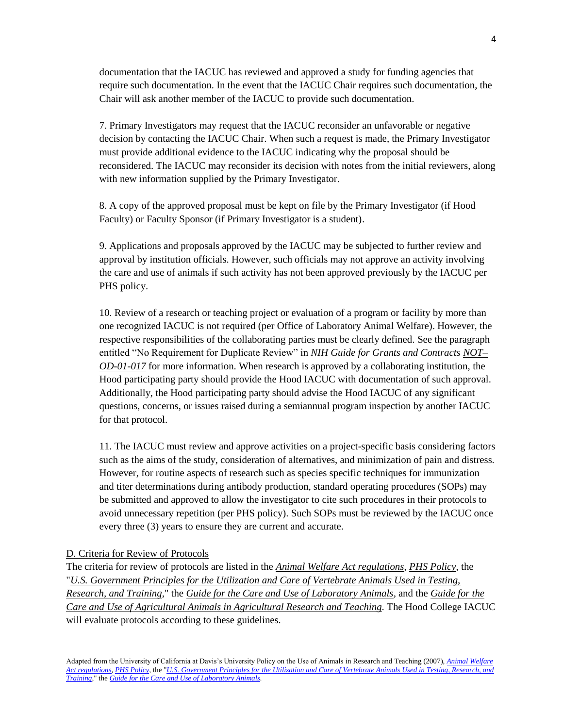documentation that the IACUC has reviewed and approved a study for funding agencies that require such documentation. In the event that the IACUC Chair requires such documentation, the Chair will ask another member of the IACUC to provide such documentation.

7. Primary Investigators may request that the IACUC reconsider an unfavorable or negative decision by contacting the IACUC Chair. When such a request is made, the Primary Investigator must provide additional evidence to the IACUC indicating why the proposal should be reconsidered. The IACUC may reconsider its decision with notes from the initial reviewers, along with new information supplied by the Primary Investigator.

8. A copy of the approved proposal must be kept on file by the Primary Investigator (if Hood Faculty) or Faculty Sponsor (if Primary Investigator is a student).

9. Applications and proposals approved by the IACUC may be subjected to further review and approval by institution officials. However, such officials may not approve an activity involving the care and use of animals if such activity has not been approved previously by the IACUC per PHS policy.

10. Review of a research or teaching project or evaluation of a program or facility by more than one recognized IACUC is not required (per Office of Laboratory Animal Welfare). However, the respective responsibilities of the collaborating parties must be clearly defined. See the paragraph entitled "No Requirement for Duplicate Review" in *NIH Guide for Grants and Contracts* *NOT–OD-01-017* for more information. When research is approved by a collaborating institution, the Hood participating party should provide the Hood IACUC with documentation of such approval. Additionally, the Hood participating party should advise the Hood IACUC of any significant questions, concerns, or issues raised during a semiannual program inspection by another IACUC for that protocol.

11. The IACUC must review and approve activities on a project-specific basis considering factors such as the aims of the study, consideration of alternatives, and minimization of pain and distress. However, for routine aspects of research such as species specific techniques for immunization and titer determinations during antibody production, standard operating procedures (SOPs) may be submitted and approved to allow the investigator to cite such procedures in their protocols to avoid unnecessary repetition (per PHS policy). Such SOPs must be reviewed by the IACUC once every three (3) years to ensure they are current and accurate.

## D. Criteria for Review of Protocols

The criteria for review of protocols are listed in the *Animal Welfare Act regulations*, *PHS Policy*, the "*U.S. Government Principles for the Utilization and Care of Vertebrate Animals Used in Testing, Research, and Training*," the *Guide for the Care and Use of Laboratory Animals*, and the *Guide for the Care and Use of Agricultural Animals in Agricultural Research and Teaching*. The Hood College IACUC will evaluate protocols according to these guidelines.

Adapted from the University of California at Davis's University Policy on the Use of Animals in Research and Teaching (2007), *Animal Welfare Act regulations*, *PHS Policy*, the "*U.S. Government Principles for the Utilization and Care of Vertebrate Animals Used in Testing, Research, and Training*," the *Guide for the Care and Use of Laboratory Animals*.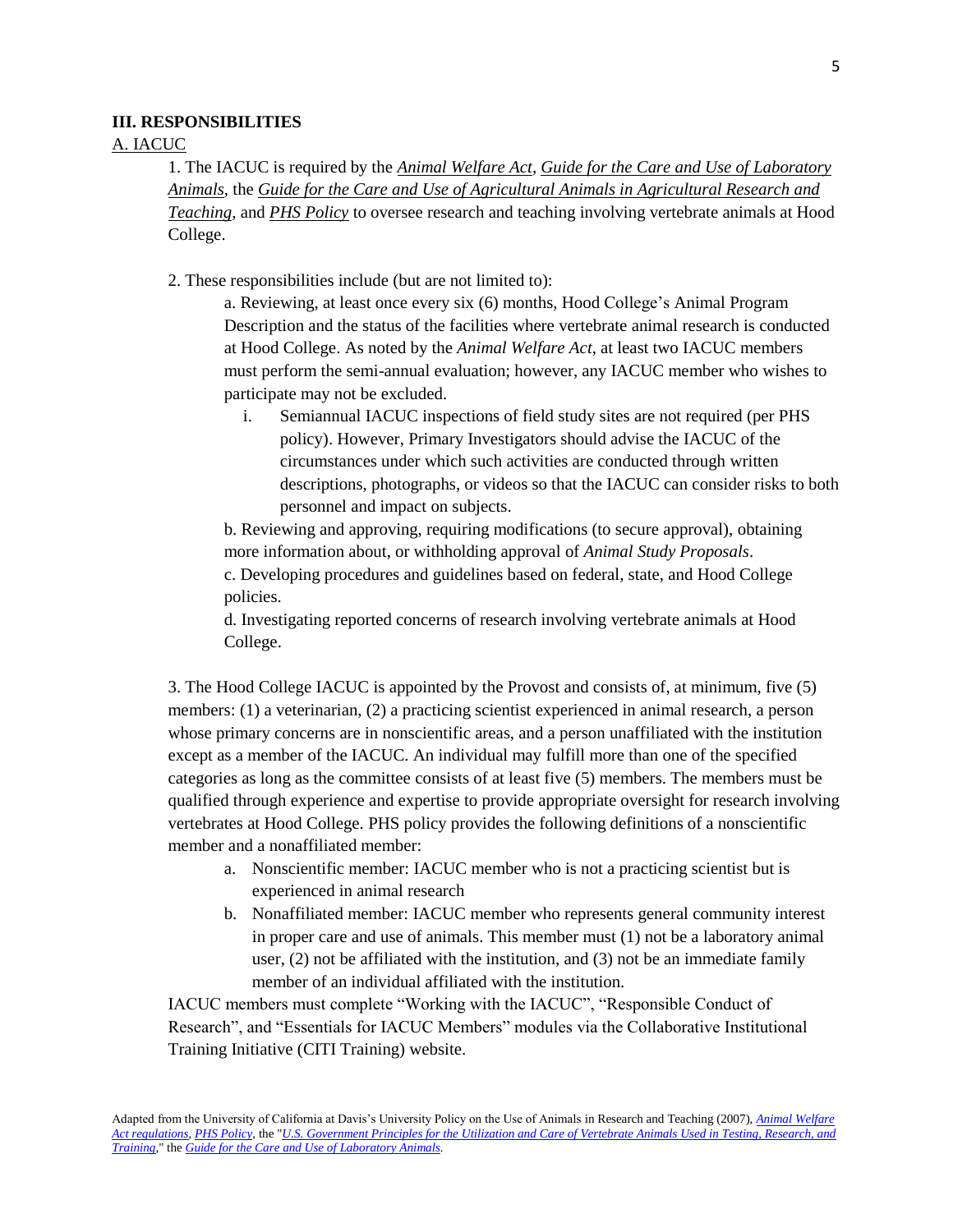**III. RESPONSIBILITIES**

A. IACUC

1. The IACUC is required by the *Animal Welfare Act*, *Guide for the Care and Use of Laboratory Animals*, the *Guide for the Care and Use of Agricultural Animals in Agricultural Research and Teaching*, and *PHS Policy* to oversee research and teaching involving vertebrate animals at Hood College.

2. These responsibilities include (but are not limited to):

    a. Reviewing, at least once every six (6) months, Hood College's Animal Program Description and the status of the facilities where vertebrate animal research is conducted at Hood College. As noted by the *Animal Welfare Act*, at least two IACUC members must perform the semi-annual evaluation; however, any IACUC member who wishes to participate may not be excluded.

    i. Semiannual IACUC inspections of field study sites are not required (per PHS policy). However, Primary Investigators should advise the IACUC of the circumstances under which such activities are conducted through written descriptions, photographs, or videos so that the IACUC can consider risks to both personnel and impact on subjects.

    b. Reviewing and approving, requiring modifications (to secure approval), obtaining more information about, or withholding approval of *Animal Study Proposals*.

    c. Developing procedures and guidelines based on federal, state, and Hood College policies.

    d. Investigating reported concerns of research involving vertebrate animals at Hood College.

3. The Hood College IACUC is appointed by the Provost and consists of, at minimum, five (5) members: (1) a veterinarian, (2) a practicing scientist experienced in animal research, a person whose primary concerns are in nonscientific areas, and a person unaffiliated with the institution except as a member of the IACUC. An individual may fulfill more than one of the specified categories as long as the committee consists of at least five (5) members. The members must be qualified through experience and expertise to provide appropriate oversight for research involving vertebrates at Hood College. PHS policy provides the following definitions of a nonscientific member and a nonaffiliated member:

    a. Nonscientific member: IACUC member who is not a practicing scientist but is experienced in animal research

    b. Nonaffiliated member: IACUC member who represents general community interest in proper care and use of animals. This member must (1) not be a laboratory animal user, (2) not be affiliated with the institution, and (3) not be an immediate family member of an individual affiliated with the institution.

IACUC members must complete "Working with the IACUC", "Responsible Conduct of Research", and "Essentials for IACUC Members" modules via the Collaborative Institutional Training Initiative (CITI Training) website.

Adapted from the University of California at Davis's University Policy on the Use of Animals in Research and Teaching (2007), *Animal Welfare Act regulations*, *PHS Policy*, the "*U.S. Government Principles for the Utilization and Care of Vertebrate Animals Used in Testing, Research, and Training*," the *Guide for the Care and Use of Laboratory Animals*.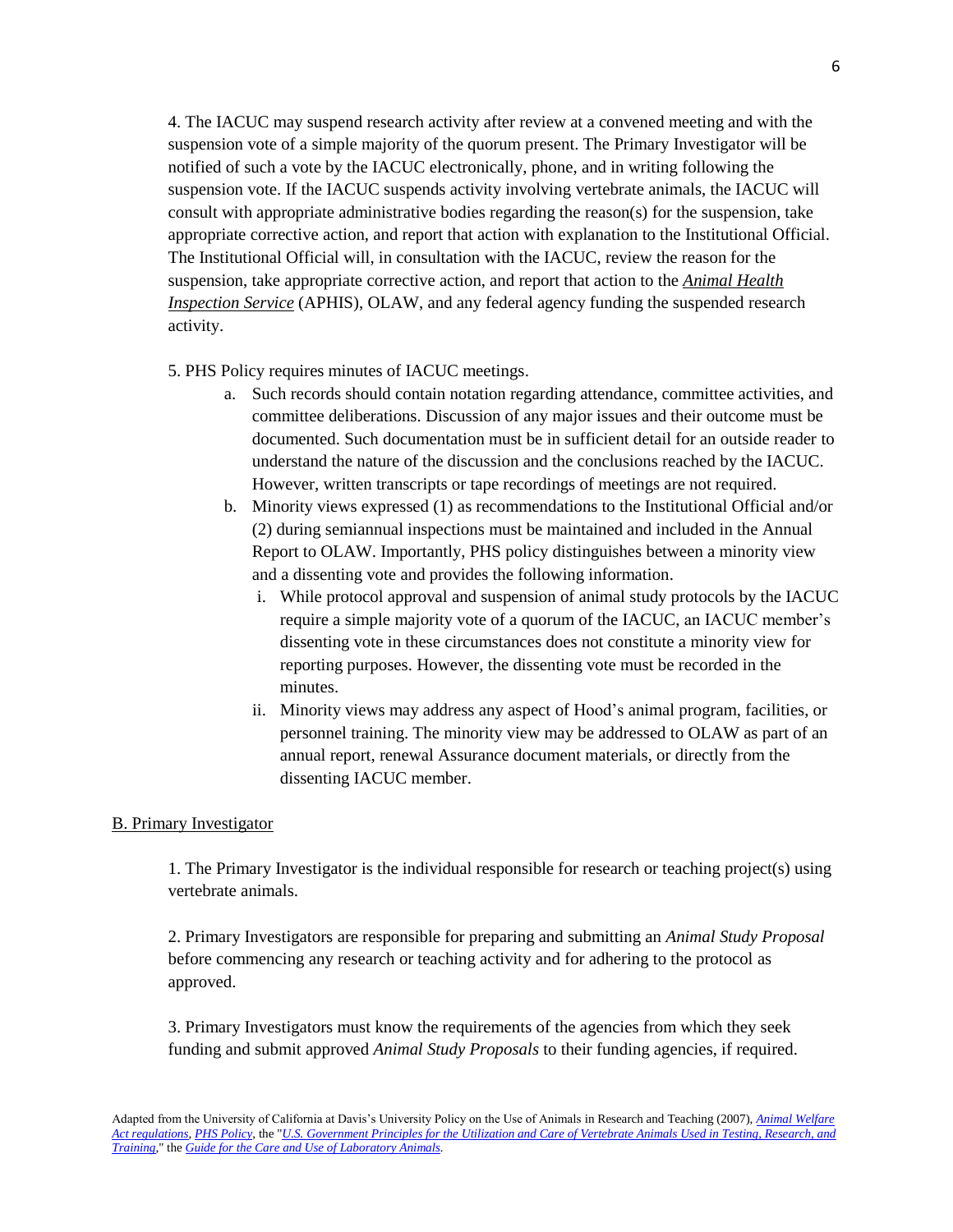4. The IACUC may suspend research activity after review at a convened meeting and with the suspension vote of a simple majority of the quorum present. The Primary Investigator will be notified of such a vote by the IACUC electronically, phone, and in writing following the suspension vote. If the IACUC suspends activity involving vertebrate animals, the IACUC will consult with appropriate administrative bodies regarding the reason(s) for the suspension, take appropriate corrective action, and report that action with explanation to the Institutional Official. The Institutional Official will, in consultation with the IACUC, review the reason for the suspension, take appropriate corrective action, and report that action to the *Animal Health Inspection Service* (APHIS), OLAW, and any federal agency funding the suspended research activity.

5. PHS Policy requires minutes of IACUC meetings.

   a. Such records should contain notation regarding attendance, committee activities, and committee deliberations. Discussion of any major issues and their outcome must be documented. Such documentation must be in sufficient detail for an outside reader to understand the nature of the discussion and the conclusions reached by the IACUC. However, written transcripts or tape recordings of meetings are not required.

   b. Minority views expressed (1) as recommendations to the Institutional Official and/or (2) during semiannual inspections must be maintained and included in the Annual Report to OLAW. Importantly, PHS policy distinguishes between a minority view and a dissenting vote and provides the following information.

      i. While protocol approval and suspension of animal study protocols by the IACUC require a simple majority vote of a quorum of the IACUC, an IACUC member's dissenting vote in these circumstances does not constitute a minority view for reporting purposes. However, the dissenting vote must be recorded in the minutes.

      ii. Minority views may address any aspect of Hood's animal program, facilities, or personnel training. The minority view may be addressed to OLAW as part of an annual report, renewal Assurance document materials, or directly from the dissenting IACUC member.

B. Primary Investigator

1. The Primary Investigator is the individual responsible for research or teaching project(s) using vertebrate animals.

2. Primary Investigators are responsible for preparing and submitting an *Animal Study Proposal* before commencing any research or teaching activity and for adhering to the protocol as approved.

3. Primary Investigators must know the requirements of the agencies from which they seek funding and submit approved *Animal Study Proposals* to their funding agencies, if required.

Adapted from the University of California at Davis's University Policy on the Use of Animals in Research and Teaching (2007), *Animal Welfare Act regulations*, *PHS Policy*, the "*U.S. Government Principles for the Utilization and Care of Vertebrate Animals Used in Testing, Research, and Training*," the *Guide for the Care and Use of Laboratory Animals*.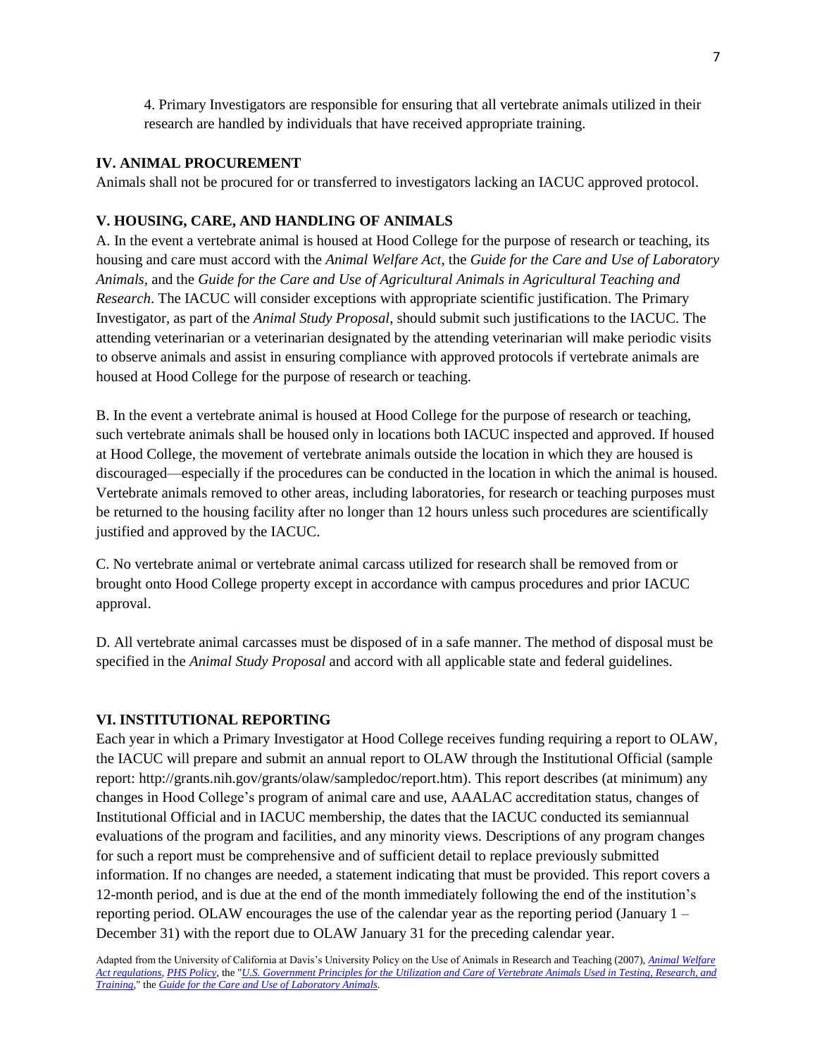4. Primary Investigators are responsible for ensuring that all vertebrate animals utilized in their research are handled by individuals that have received appropriate training.

**IV. ANIMAL PROCUREMENT**

Animals shall not be procured for or transferred to investigators lacking an IACUC approved protocol.

**V. HOUSING, CARE, AND HANDLING OF ANIMALS**

A. In the event a vertebrate animal is housed at Hood College for the purpose of research or teaching, its housing and care must accord with the *Animal Welfare Act*, the *Guide for the Care and Use of Laboratory Animals,* and the *Guide for the Care and Use of Agricultural Animals in Agricultural Teaching and Research*. The IACUC will consider exceptions with appropriate scientific justification. The Primary Investigator, as part of the *Animal Study Proposal*, should submit such justifications to the IACUC. The attending veterinarian or a veterinarian designated by the attending veterinarian will make periodic visits to observe animals and assist in ensuring compliance with approved protocols if vertebrate animals are housed at Hood College for the purpose of research or teaching.

B. In the event a vertebrate animal is housed at Hood College for the purpose of research or teaching, such vertebrate animals shall be housed only in locations both IACUC inspected and approved. If housed at Hood College, the movement of vertebrate animals outside the location in which they are housed is discouraged—especially if the procedures can be conducted in the location in which the animal is housed. Vertebrate animals removed to other areas, including laboratories, for research or teaching purposes must be returned to the housing facility after no longer than 12 hours unless such procedures are scientifically justified and approved by the IACUC.

C. No vertebrate animal or vertebrate animal carcass utilized for research shall be removed from or brought onto Hood College property except in accordance with campus procedures and prior IACUC approval.

D. All vertebrate animal carcasses must be disposed of in a safe manner. The method of disposal must be specified in the *Animal Study Proposal* and accord with all applicable state and federal guidelines.

**VI. INSTITUTIONAL REPORTING**

Each year in which a Primary Investigator at Hood College receives funding requiring a report to OLAW, the IACUC will prepare and submit an annual report to OLAW through the Institutional Official (sample report: http://grants.nih.gov/grants/olaw/sampledoc/report.htm). This report describes (at minimum) any changes in Hood College's program of animal care and use, AAALAC accreditation status, changes of Institutional Official and in IACUC membership, the dates that the IACUC conducted its semiannual evaluations of the program and facilities, and any minority views. Descriptions of any program changes for such a report must be comprehensive and of sufficient detail to replace previously submitted information. If no changes are needed, a statement indicating that must be provided. This report covers a 12-month period, and is due at the end of the month immediately following the end of the institution's reporting period. OLAW encourages the use of the calendar year as the reporting period (January 1 – December 31) with the report due to OLAW January 31 for the preceding calendar year.

Adapted from the University of California at Davis's University Policy on the Use of Animals in Research and Teaching (2007), *Animal Welfare Act regulations*, *PHS Policy*, the "*U.S. Government Principles for the Utilization and Care of Vertebrate Animals Used in Testing, Research, and Training*," the *Guide for the Care and Use of Laboratory Animals.*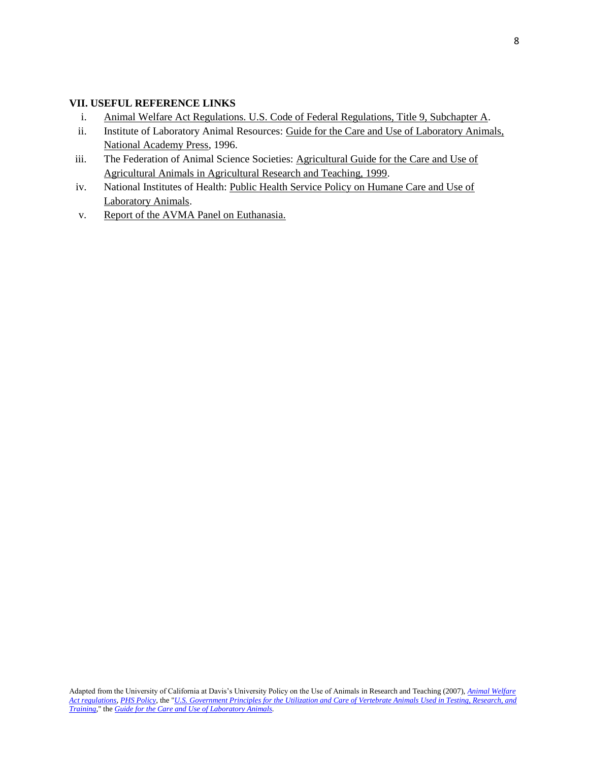**VII. USEFUL REFERENCE LINKS**

i. Animal Welfare Act Regulations. U.S. Code of Federal Regulations, Title 9, Subchapter A.
ii. Institute of Laboratory Animal Resources: Guide for the Care and Use of Laboratory Animals, National Academy Press, 1996.
iii. The Federation of Animal Science Societies: Agricultural Guide for the Care and Use of Agricultural Animals in Agricultural Research and Teaching, 1999.
iv. National Institutes of Health: Public Health Service Policy on Humane Care and Use of Laboratory Animals.
v. Report of the AVMA Panel on Euthanasia.

Adapted from the University of California at Davis's University Policy on the Use of Animals in Research and Teaching (2007), *Animal Welfare Act regulations*, *PHS Policy*, the "*U.S. Government Principles for the Utilization and Care of Vertebrate Animals Used in Testing, Research, and Training*," the *Guide for the Care and Use of Laboratory Animals.*